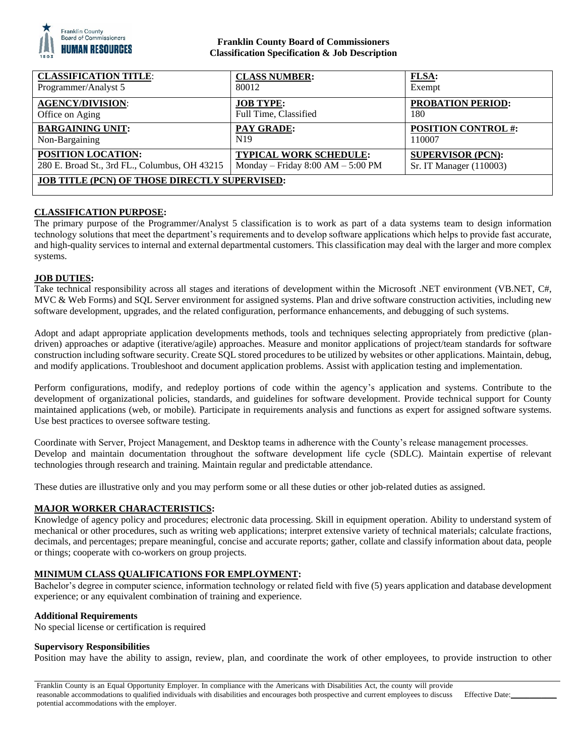**Franklin County Board of Commissioners**
**Classification Specification & Job Description**

| **CLASSIFICATION TITLE**: | **CLASS NUMBER:** | **FLSA:** |
|---|---|---|
| Programmer/Analyst 5 | 80012 | Exempt |
| **AGENCY/DIVISION**: | **JOB TYPE:** | **PROBATION PERIOD:** |
| Office on Aging | Full Time, Classified | 180 |
| **BARGAINING UNIT:** | **PAY GRADE:** | **POSITION CONTROL #:** |
| Non-Bargaining | N19 | 110007 |
| **POSITION LOCATION:** | **TYPICAL WORK SCHEDULE:** | **SUPERVISOR (PCN):** |
| 280 E. Broad St., 3rd FL., Columbus, OH 43215 | Monday – Friday 8:00 AM – 5:00 PM | Sr. IT Manager (110003) |
| **JOB TITLE (PCN) OF THOSE DIRECTLY SUPERVISED:** | | |

## CLASSIFICATION PURPOSE:

The primary purpose of the Programmer/Analyst 5 classification is to work as part of a data systems team to design information technology solutions that meet the department's requirements and to develop software applications which helps to provide fast accurate, and high-quality services to internal and external departmental customers. This classification may deal with the larger and more complex systems.

## JOB DUTIES:

Take technical responsibility across all stages and iterations of development within the Microsoft .NET environment (VB.NET, C#, MVC & Web Forms) and SQL Server environment for assigned systems. Plan and drive software construction activities, including new software development, upgrades, and the related configuration, performance enhancements, and debugging of such systems.

Adopt and adapt appropriate application developments methods, tools and techniques selecting appropriately from predictive (plan-driven) approaches or adaptive (iterative/agile) approaches. Measure and monitor applications of project/team standards for software construction including software security. Create SQL stored procedures to be utilized by websites or other applications. Maintain, debug, and modify applications. Troubleshoot and document application problems. Assist with application testing and implementation.

Perform configurations, modify, and redeploy portions of code within the agency's application and systems. Contribute to the development of organizational policies, standards, and guidelines for software development. Provide technical support for County maintained applications (web, or mobile). Participate in requirements analysis and functions as expert for assigned software systems. Use best practices to oversee software testing.

Coordinate with Server, Project Management, and Desktop teams in adherence with the County's release management processes. Develop and maintain documentation throughout the software development life cycle (SDLC). Maintain expertise of relevant technologies through research and training. Maintain regular and predictable attendance.

These duties are illustrative only and you may perform some or all these duties or other job-related duties as assigned.

## MAJOR WORKER CHARACTERISTICS:

Knowledge of agency policy and procedures; electronic data processing. Skill in equipment operation. Ability to understand system of mechanical or other procedures, such as writing web applications; interpret extensive variety of technical materials; calculate fractions, decimals, and percentages; prepare meaningful, concise and accurate reports; gather, collate and classify information about data, people or things; cooperate with co-workers on group projects.

## MINIMUM CLASS QUALIFICATIONS FOR EMPLOYMENT:

Bachelor's degree in computer science, information technology or related field with five (5) years application and database development experience; or any equivalent combination of training and experience.

### Additional Requirements

No special license or certification is required

### Supervisory Responsibilities

Position may have the ability to assign, review, plan, and coordinate the work of other employees, to provide instruction to other

Franklin County is an Equal Opportunity Employer. In compliance with the Americans with Disabilities Act, the county will provide reasonable accommodations to qualified individuals with disabilities and encourages both prospective and current employees to discuss potential accommodations with the employer.

Effective Date:\_\_\_\_\_\_\_\_\_\_\_\_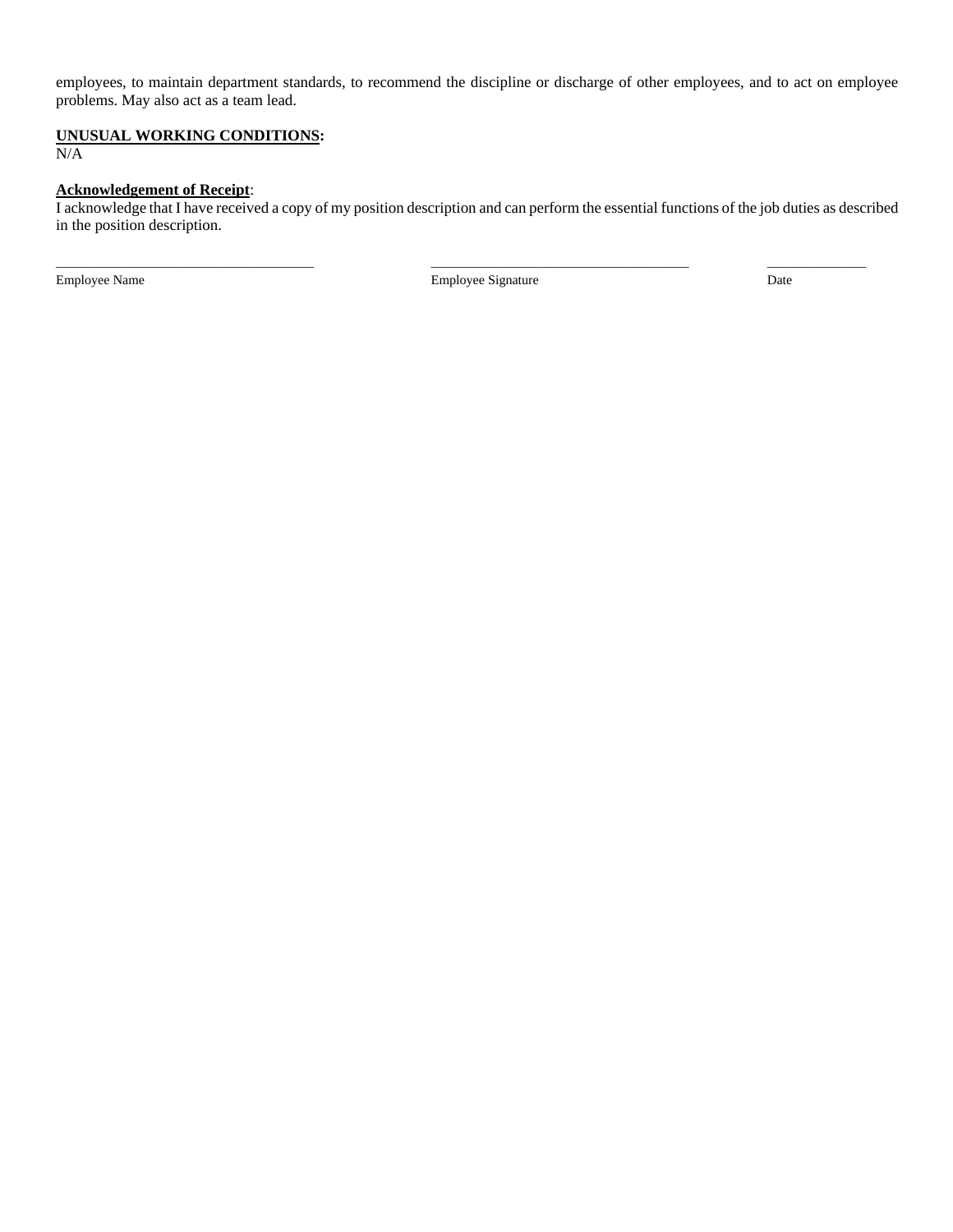employees, to maintain department standards, to recommend the discipline or discharge of other employees, and to act on employee problems. May also act as a team lead.

**UNUSUAL WORKING CONDITIONS:**
N/A

**Acknowledgement of Receipt**:
I acknowledge that I have received a copy of my position description and can perform the essential functions of the job duties as described in the position description.

| | | |
|---|---|---|
| ______________________________ | ______________________________ | ____________ |
| Employee Name | Employee Signature | Date |